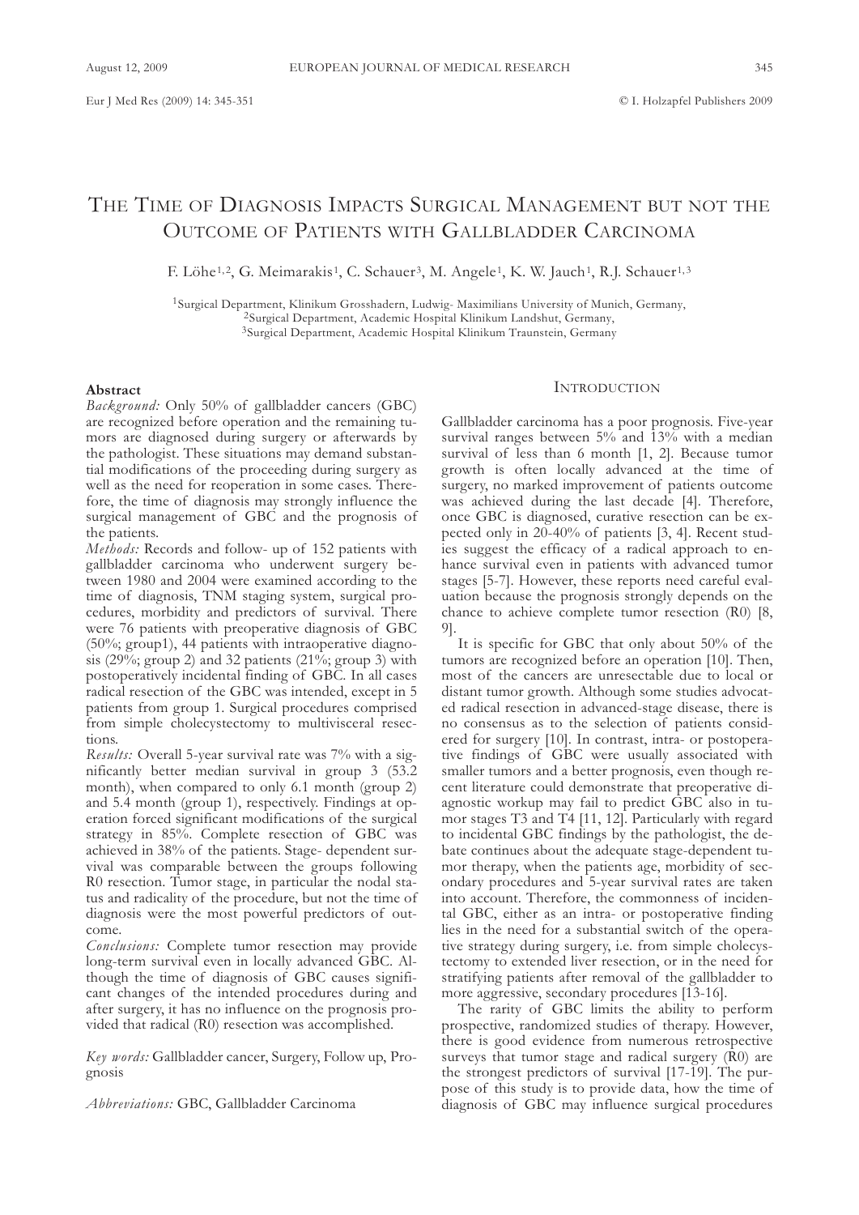# The Time of Diagnosis Impacts Surgical Management but not the Outcome of Patients with Gallbladder Carcinoma

F. Löhe[1,2], G. Meimarakis[1], C. Schauer[3], M. Angele[1], K. W. Jauch[1], R.J. Schauer[1,3]

[1]Surgical Department, Klinikum Grosshadern, Ludwig- Maximilians University of Munich, Germany,
[2]Surgical Department, Academic Hospital Klinikum Landshut, Germany,
[3]Surgical Department, Academic Hospital Klinikum Traunstein, Germany

## Abstract

*Background:* Only 50% of gallbladder cancers (GBC) are recognized before operation and the remaining tumors are diagnosed during surgery or afterwards by the pathologist. These situations may demand substantial modifications of the proceeding during surgery as well as the need for reoperation in some cases. Therefore, the time of diagnosis may strongly influence the surgical management of GBC and the prognosis of the patients.

*Methods:* Records and follow- up of 152 patients with gallbladder carcinoma who underwent surgery between 1980 and 2004 were examined according to the time of diagnosis, TNM staging system, surgical procedures, morbidity and predictors of survival. There were 76 patients with preoperative diagnosis of GBC (50%; group1), 44 patients with intraoperative diagnosis (29%; group 2) and 32 patients (21%; group 3) with postoperatively incidental finding of GBC. In all cases radical resection of the GBC was intended, except in 5 patients from group 1. Surgical procedures comprised from simple cholecystectomy to multivisceral resections.

*Results:* Overall 5-year survival rate was 7% with a significantly better median survival in group 3 (53.2 month), when compared to only 6.1 month (group 2) and 5.4 month (group 1), respectively. Findings at operation forced significant modifications of the surgical strategy in 85%. Complete resection of GBC was achieved in 38% of the patients. Stage- dependent survival was comparable between the groups following R0 resection. Tumor stage, in particular the nodal status and radicality of the procedure, but not the time of diagnosis were the most powerful predictors of outcome.

*Conclusions:* Complete tumor resection may provide long-term survival even in locally advanced GBC. Although the time of diagnosis of GBC causes significant changes of the intended procedures during and after surgery, it has no influence on the prognosis provided that radical (R0) resection was accomplished.

*Key words:* Gallbladder cancer, Surgery, Follow up, Prognosis

*Abbreviations:* GBC, Gallbladder Carcinoma

## Introduction

Gallbladder carcinoma has a poor prognosis. Five-year survival ranges between 5% and 13% with a median survival of less than 6 month [1, 2]. Because tumor growth is often locally advanced at the time of surgery, no marked improvement of patients outcome was achieved during the last decade [4]. Therefore, once GBC is diagnosed, curative resection can be expected only in 20-40% of patients [3, 4]. Recent studies suggest the efficacy of a radical approach to enhance survival even in patients with advanced tumor stages [5-7]. However, these reports need careful evaluation because the prognosis strongly depends on the chance to achieve complete tumor resection (R0) [8, 9].

It is specific for GBC that only about 50% of the tumors are recognized before an operation [10]. Then, most of the cancers are unresectable due to local or distant tumor growth. Although some studies advocated radical resection in advanced-stage disease, there is no consensus as to the selection of patients considered for surgery [10]. In contrast, intra- or postoperative findings of GBC were usually associated with smaller tumors and a better prognosis, even though recent literature could demonstrate that preoperative diagnostic workup may fail to predict GBC also in tumor stages T3 and T4 [11, 12]. Particularly with regard to incidental GBC findings by the pathologist, the debate continues about the adequate stage-dependent tumor therapy, when the patients age, morbidity of secondary procedures and 5-year survival rates are taken into account. Therefore, the commonness of incidental GBC, either as an intra- or postoperative finding lies in the need for a substantial switch of the operative strategy during surgery, i.e. from simple cholecystectomy to extended liver resection, or in the need for stratifying patients after removal of the gallbladder to more aggressive, secondary procedures [13-16].

The rarity of GBC limits the ability to perform prospective, randomized studies of therapy. However, there is good evidence from numerous retrospective surveys that tumor stage and radical surgery (R0) are the strongest predictors of survival [17-19]. The purpose of this study is to provide data, how the time of diagnosis of GBC may influence surgical procedures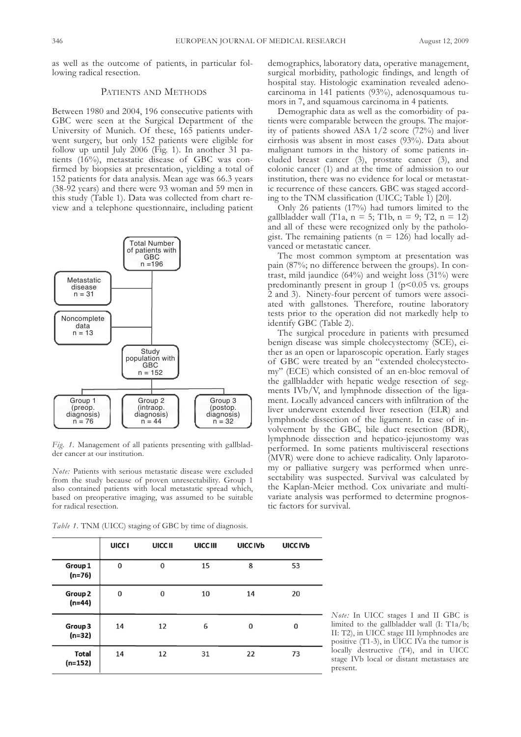as well as the outcome of patients, in particular following radical resection.

## Patients and Methods

Between 1980 and 2004, 196 consecutive patients with GBC were seen at the Surgical Department of the University of Munich. Of these, 165 patients underwent surgery, but only 152 patients were eligible for follow up until July 2006 (Fig. 1). In another 31 patients (16%), metastatic disease of GBC was confirmed by biopsies at presentation, yielding a total of 152 patients for data analysis. Mean age was 66.3 years (38-92 years) and there were 93 woman and 59 men in this study (Table 1). Data was collected from chart review and a telephone questionnaire, including patient demographics, laboratory data, operative management, surgical morbidity, pathologic findings, and length of hospital stay. Histologic examination revealed adenocarcinoma in 141 patients (93%), adenosquamous tumors in 7, and squamous carcinoma in 4 patients.

*Fig. 1.* Management of all patients presenting with gallbladder cancer at our institution.

*Note:* Patients with serious metastatic disease were excluded from the study because of proven unresectability. Group 1 also contained patients with local metastatic spread which, based on preoperative imaging, was assumed to be suitable for radical resection.

*Table 1.* TNM (UICC) staging of GBC by time of diagnosis.

| | UICC I | UICC II | UICC III | UICC IVb | UICC IVb |
|---|---|---|---|---|---|
| Group 1 (n=76) | 0 | 0 | 15 | 8 | 53 |
| Group 2 (n=44) | 0 | 0 | 10 | 14 | 20 |
| Group 3 (n=32) | 14 | 12 | 6 | 0 | 0 |
| Total (n=152) | 14 | 12 | 31 | 22 | 73 |

*Note:* In UICC stages I and II GBC is limited to the gallbladder wall (I: T1a/b; II: T2), in UICC stage III lymphnodes are positive (T1-3), in UICC IVa the tumor is locally destructive (T4), and in UICC stage IVb local or distant metastases are present.

Demographic data as well as the comorbidity of patients were comparable between the groups. The majority of patients showed ASA 1/2 score (72%) and liver cirrhosis was absent in most cases (93%). Data about malignant tumors in the history of some patients included breast cancer (3), prostate cancer (3), and colonic cancer (1) and at the time of admission to our institution, there was no evidence for local or metastatic recurrence of these cancers. GBC was staged according to the TNM classification (UICC; Table 1) [20].

Only 26 patients (17%) had tumors limited to the gallbladder wall (T1a, n = 5; T1b, n = 9; T2, n = 12) and all of these were recognized only by the pathologist. The remaining patients (n = 126) had locally advanced or metastatic cancer.

The most common symptom at presentation was pain (87%; no difference between the groups). In contrast, mild jaundice (64%) and weight loss (31%) were predominantly present in group 1 ($p<0.05$ vs. groups 2 and 3). Ninety-four percent of tumors were associated with gallstones. Therefore, routine laboratory tests prior to the operation did not markedly help to identify GBC (Table 2).

The surgical procedure in patients with presumed benign disease was simple cholecystectomy (SCE), either as an open or laparoscopic operation. Early stages of GBC were treated by an "extended cholecystectomy" (ECE) which consisted of an en-bloc removal of the gallbladder with hepatic wedge resection of segments IVb/V, and lymphnode dissection of the ligament. Locally advanced cancers with infiltration of the liver underwent extended liver resection (ELR) and lymphnode dissection of the ligament. In case of involvement by the GBC, bile duct resection (BDR), lymphnode dissection and hepatico-jejunostomy was performed. In some patients multivisceral resections (MVR) were done to achieve radicality. Only laparotomy or palliative surgery was performed when unresectability was suspected. Survival was calculated by the Kaplan-Meier method. Cox univariate and multivariate analysis was performed to determine prognostic factors for survival.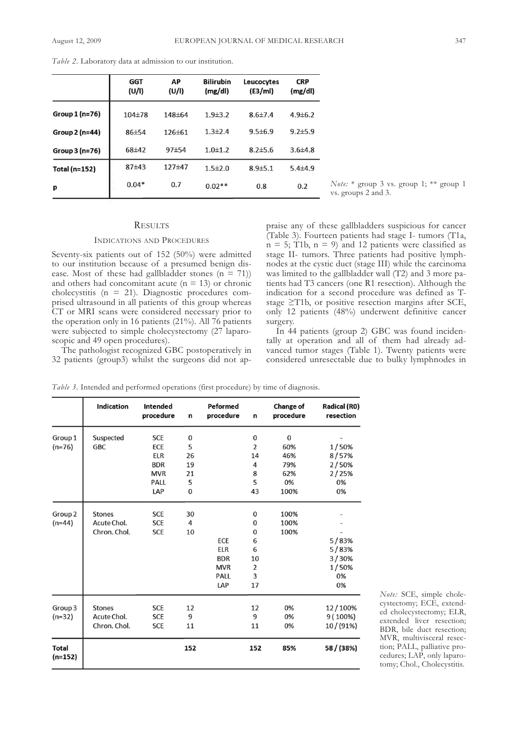*Table 2.* Laboratory data at admission to our institution.

| | GGT (U/l) | AP (U/l) | Bilirubin (mg/dl) | Leucocytes (E3/ml) | CRP (mg/dl) |
|---|---|---|---|---|---|
| Group 1 (n=76) | 104±78 | 148±64 | 1.9±3.2 | 8.6±7.4 | 4.9±6.2 |
| Group 2 (n=44) | 86±54 | 126±61 | 1.3±2.4 | 9.5±6.9 | 9.2±5.9 |
| Group 3 (n=76) | 68±42 | 97±54 | 1.0±1.2 | 8.2±5.6 | 3.6±4.8 |
| Total (n=152) | 87±43 | 127±47 | 1.5±2.0 | 8.9±5.1 | 5.4±4.9 |
| p | 0.04* | 0.7 | 0.02** | 0.8 | 0.2 |

*Note:* * group 3 vs. group 1; ** group 1 vs. groups 2 and 3.

## Results

### Indications and Procedures

Seventy-six patients out of 152 (50%) were admitted to our institution because of a presumed benign disease. Most of these had gallbladder stones (n = 71)) and others had concomitant acute (n = 13) or chronic cholecystitis (n = 21). Diagnostic procedures comprised ultrasound in all patients of this group whereas CT or MRI scans were considered necessary prior to the operation only in 16 patients (21%). All 76 patients were subjected to simple cholecystectomy (27 laparoscopic and 49 open procedures).

The pathologist recognized GBC postoperatively in 32 patients (group3) whilst the surgeons did not appraise any of these gallbladders suspicious for cancer (Table 3). Fourteen patients had stage I- tumors (T1a, n = 5; T1b, n = 9) and 12 patients were classified as stage II- tumors. Three patients had positive lymphnodes at the cystic duct (stage III) while the carcinoma was limited to the gallbladder wall (T2) and 3 more patients had T3 cancers (one R1 resection). Although the indication for a second procedure was defined as T-stage ≥T1b, or positive resection margins after SCE, only 12 patients (48%) underwent definitive cancer surgery.

In 44 patients (group 2) GBC was found incidentally at operation and all of them had already advanced tumor stages (Table 1). Twenty patients were considered unresectable due to bulky lymphnodes in

*Table 3.* Intended and performed operations (first procedure) by time of diagnosis.

| | Indication | Intended procedure | n | Peformed procedure | n | Change of procedure | Radical (R0) resection |
|---|---|---|---|---|---|---|---|
| Group 1 (n=76) | Suspected GBC | SCE | 0 | | 0 | 0 | - |
| | | ECE | 5 | | 2 | 60% | 1 / 50% |
| | | ELR | 26 | | 14 | 46% | 8 / 57% |
| | | BDR | 19 | | 4 | 79% | 2 / 50% |
| | | MVR | 21 | | 8 | 62% | 2 / 25% |
| | | PALL | 5 | | 5 | 0% | 0% |
| | | LAP | 0 | | 43 | 100% | 0% |
| Group 2 (n=44) | Stones | SCE | 30 | | 0 | 100% | - |
| | Acute Chol. | SCE | 4 | | 0 | 100% | - |
| | Chron. Chol. | SCE | 10 | | 0 | 100% | - |
| | | | | ECE | 6 | | 5 / 83% |
| | | | | ELR | 6 | | 5 / 83% |
| | | | | BDR | 10 | | 3 / 30% |
| | | | | MVR | 2 | | 1 / 50% |
| | | | | PALL | 3 | | 0% |
| | | | | LAP | 17 | | 0% |
| Group 3 (n=32) | Stones | SCE | 12 | | 12 | 0% | 12 / 100% |
| | Acute Chol. | SCE | 9 | | 9 | 0% | 9 ( 100%) |
| | Chron. Chol. | SCE | 11 | | 11 | 0% | 10 / (91%) |
| Total (n=152) | | | 152 | | 152 | 85% | 58 / (38%) |

*Note:* SCE, simple cholecystectomy; ECE, extended cholecystectomy; ELR, extended liver resection; BDR, bile duct resection; MVR, multivisceral resection; PALL, palliative procedures; LAP, only laparotomy; Chol., Cholecystitis.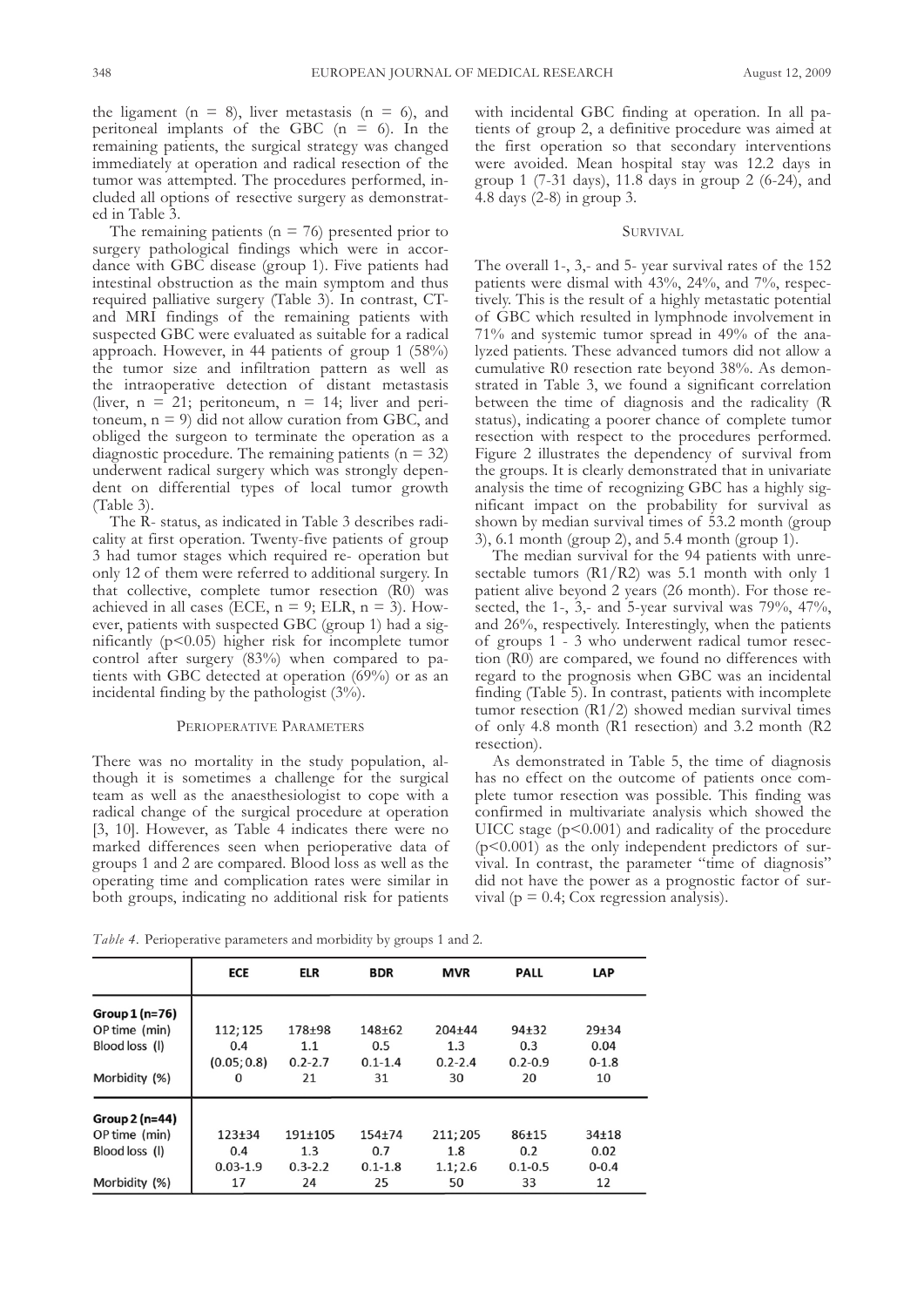the ligament (n = 8), liver metastasis (n = 6), and peritoneal implants of the GBC (n = 6). In the remaining patients, the surgical strategy was changed immediately at operation and radical resection of the tumor was attempted. The procedures performed, included all options of resective surgery as demonstrated in Table 3.

The remaining patients (n = 76) presented prior to surgery pathological findings which were in accordance with GBC disease (group 1). Five patients had intestinal obstruction as the main symptom and thus required palliative surgery (Table 3). In contrast, CT- and MRI findings of the remaining patients with suspected GBC were evaluated as suitable for a radical approach. However, in 44 patients of group 1 (58%) the tumor size and infiltration pattern as well as the intraoperative detection of distant metastasis (liver, n = 21; peritoneum, n = 14; liver and peritoneum, n = 9) did not allow curation from GBC, and obliged the surgeon to terminate the operation as a diagnostic procedure. The remaining patients (n = 32) underwent radical surgery which was strongly dependent on differential types of local tumor growth (Table 3).

The R- status, as indicated in Table 3 describes radicality at first operation. Twenty-five patients of group 3 had tumor stages which required re- operation but only 12 of them were referred to additional surgery. In that collective, complete tumor resection (R0) was achieved in all cases (ECE, n = 9; ELR, n = 3). However, patients with suspected GBC (group 1) had a significantly ($p<0.05$) higher risk for incomplete tumor control after surgery (83%) when compared to patients with GBC detected at operation (69%) or as an incidental finding by the pathologist (3%).

## Perioperative Parameters

There was no mortality in the study population, although it is sometimes a challenge for the surgical team as well as the anaesthesiologist to cope with a radical change of the surgical procedure at operation [3, 10]. However, as Table 4 indicates there were no marked differences seen when perioperative data of groups 1 and 2 are compared. Blood loss as well as the operating time and complication rates were similar in both groups, indicating no additional risk for patients with incidental GBC finding at operation. In all patients of group 2, a definitive procedure was aimed at the first operation so that secondary interventions were avoided. Mean hospital stay was 12.2 days in group 1 (7-31 days), 11.8 days in group 2 (6-24), and 4.8 days (2-8) in group 3.

## Survival

The overall 1-, 3,- and 5- year survival rates of the 152 patients were dismal with 43%, 24%, and 7%, respectively. This is the result of a highly metastatic potential of GBC which resulted in lymphnode involvement in 71% and systemic tumor spread in 49% of the analyzed patients. These advanced tumors did not allow a cumulative R0 resection rate beyond 38%. As demonstrated in Table 3, we found a significant correlation between the time of diagnosis and the radicality (R status), indicating a poorer chance of complete tumor resection with respect to the procedures performed. Figure 2 illustrates the dependency of survival from the groups. It is clearly demonstrated that in univariate analysis the time of recognizing GBC has a highly significant impact on the probability for survival as shown by median survival times of 53.2 month (group 3), 6.1 month (group 2), and 5.4 month (group 1).

The median survival for the 94 patients with unresectable tumors (R1/R2) was 5.1 month with only 1 patient alive beyond 2 years (26 month). For those resected, the 1-, 3,- and 5-year survival was 79%, 47%, and 26%, respectively. Interestingly, when the patients of groups 1 - 3 who underwent radical tumor resection (R0) are compared, we found no differences with regard to the prognosis when GBC was an incidental finding (Table 5). In contrast, patients with incomplete tumor resection (R1/2) showed median survival times of only 4.8 month (R1 resection) and 3.2 month (R2 resection).

As demonstrated in Table 5, the time of diagnosis has no effect on the outcome of patients once complete tumor resection was possible. This finding was confirmed in multivariate analysis which showed the UICC stage ($p<0.001$) and radicality of the procedure ($p<0.001$) as the only independent predictors of survival. In contrast, the parameter "time of diagnosis" did not have the power as a prognostic factor of survival ($p = 0.4$; Cox regression analysis).

*Table 4.* Perioperative parameters and morbidity by groups 1 and 2.

| | ECE | ELR | BDR | MVR | PALL | LAP |
|---|---|---|---|---|---|---|
| **Group 1 (n=76)** | | | | | | |
| OP time (min) | 112; 125 | 178±98 | 148±62 | 204±44 | 94±32 | 29±34 |
| Blood loss (l) | 0.4 | 1.1 | 0.5 | 1.3 | 0.3 | 0.04 |
| | (0.05; 0.8) | 0.2-2.7 | 0.1-1.4 | 0.2-2.4 | 0.2-0.9 | 0-1.8 |
| Morbidity (%) | 0 | 21 | 31 | 30 | 20 | 10 |
| **Group 2 (n=44)** | | | | | | |
| OP time (min) | 123±34 | 191±105 | 154±74 | 211; 205 | 86±15 | 34±18 |
| Blood loss (l) | 0.4 | 1.3 | 0.7 | 1.8 | 0.2 | 0.02 |
| | 0.03-1.9 | 0.3-2.2 | 0.1-1.8 | 1.1; 2.6 | 0.1-0.5 | 0-0.4 |
| Morbidity (%) | 17 | 24 | 25 | 50 | 33 | 12 |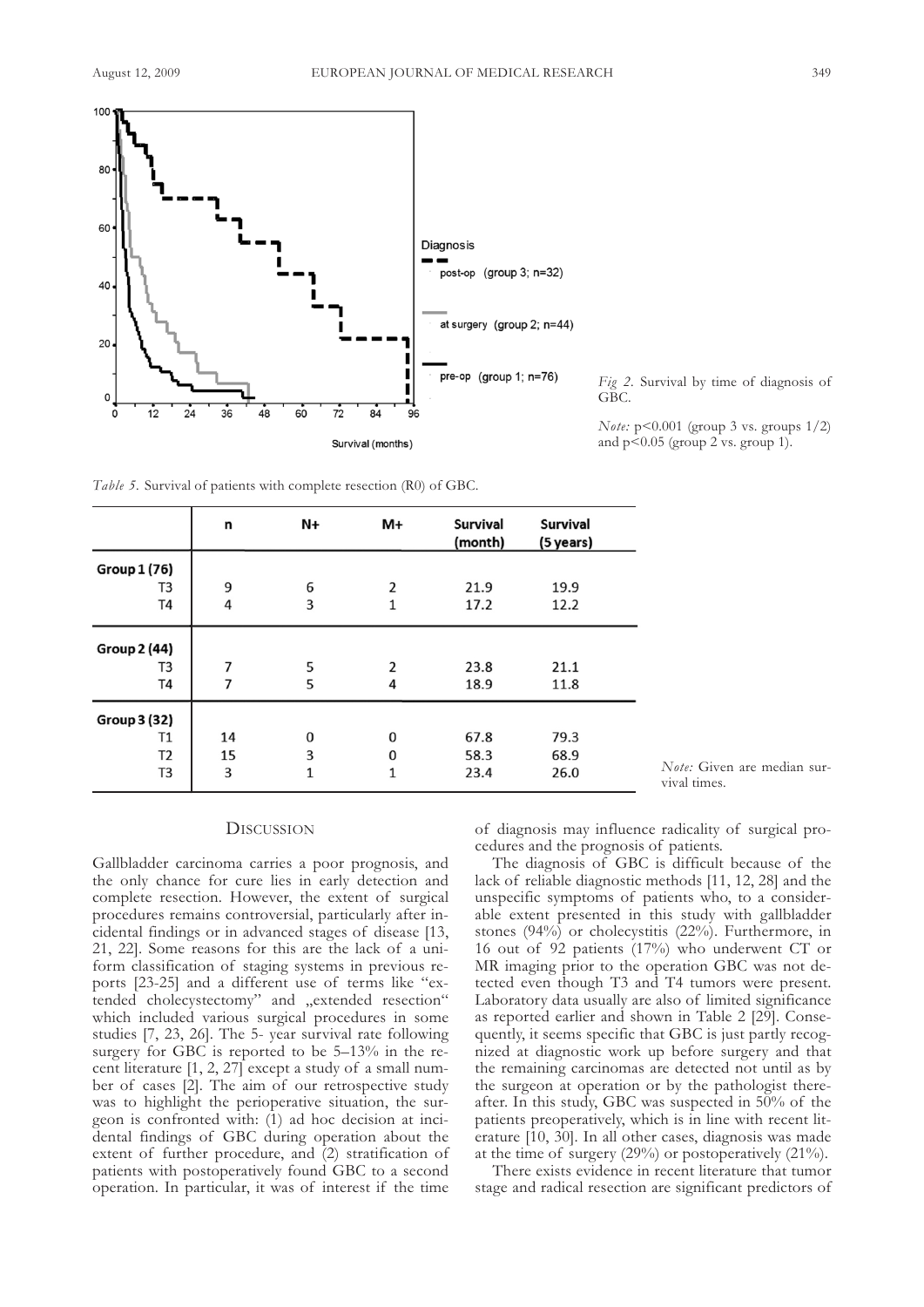*Fig 2.* Survival by time of diagnosis of GBC.

*Note:* $p<0.001$ (group 3 vs. groups 1/2) and $p<0.05$ (group 2 vs. group 1).

*Table 5.* Survival of patients with complete resection (R0) of GBC.

| | n | N+ | M+ | Survival (month) | Survival (5 years) |
|---|---|---|---|---|---|
| **Group 1 (76)** | | | | | |
| T3 | 9 | 6 | 2 | 21.9 | 19.9 |
| T4 | 4 | 3 | 1 | 17.2 | 12.2 |
| **Group 2 (44)** | | | | | |
| T3 | 7 | 5 | 2 | 23.8 | 21.1 |
| T4 | 7 | 5 | 4 | 18.9 | 11.8 |
| **Group 3 (32)** | | | | | |
| T1 | 14 | 0 | 0 | 67.8 | 79.3 |
| T2 | 15 | 3 | 0 | 58.3 | 68.9 |
| T3 | 3 | 1 | 1 | 23.4 | 26.0 |

*Note:* Given are median survival times.

## Discussion

Gallbladder carcinoma carries a poor prognosis, and the only chance for cure lies in early detection and complete resection. However, the extent of surgical procedures remains controversial, particularly after incidental findings or in advanced stages of disease [13, 21, 22]. Some reasons for this are the lack of a uniform classification of staging systems in previous reports [23-25] and a different use of terms like "extended cholecystectomy" and „extended resection" which included various surgical procedures in some studies [7, 23, 26]. The 5- year survival rate following surgery for GBC is reported to be 5–13% in the recent literature [1, 2, 27] except a study of a small number of cases [2]. The aim of our retrospective study was to highlight the perioperative situation, the surgeon is confronted with: (1) ad hoc decision at incidental findings of GBC during operation about the extent of further procedure, and (2) stratification of patients with postoperatively found GBC to a second operation. In particular, it was of interest if the time of diagnosis may influence radicality of surgical procedures and the prognosis of patients.

The diagnosis of GBC is difficult because of the lack of reliable diagnostic methods [11, 12, 28] and the unspecific symptoms of patients who, to a considerable extent presented in this study with gallbladder stones (94%) or cholecystitis (22%). Furthermore, in 16 out of 92 patients (17%) who underwent CT or MR imaging prior to the operation GBC was not detected even though T3 and T4 tumors were present. Laboratory data usually are also of limited significance as reported earlier and shown in Table 2 [29]. Consequently, it seems specific that GBC is just partly recognized at diagnostic work up before surgery and that the remaining carcinomas are detected not until as by the surgeon at operation or by the pathologist thereafter. In this study, GBC was suspected in 50% of the patients preoperatively, which is in line with recent literature [10, 30]. In all other cases, diagnosis was made at the time of surgery (29%) or postoperatively (21%).

There exists evidence in recent literature that tumor stage and radical resection are significant predictors of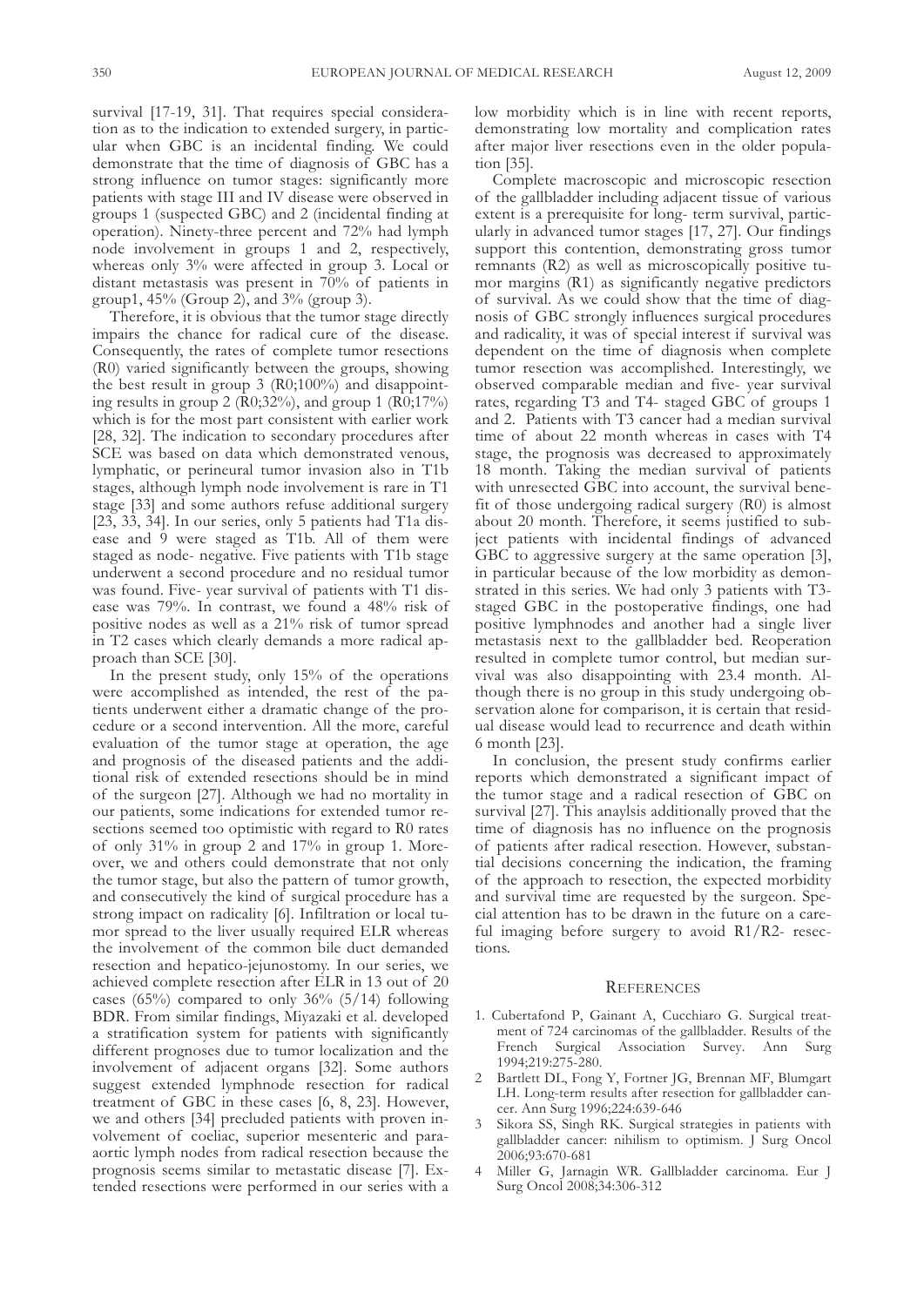survival [17-19, 31]. That requires special consideration as to the indication to extended surgery, in particular when GBC is an incidental finding. We could demonstrate that the time of diagnosis of GBC has a strong influence on tumor stages: significantly more patients with stage III and IV disease were observed in groups 1 (suspected GBC) and 2 (incidental finding at operation). Ninety-three percent and 72% had lymph node involvement in groups 1 and 2, respectively, whereas only 3% were affected in group 3. Local or distant metastasis was present in 70% of patients in group1, 45% (Group 2), and 3% (group 3).

Therefore, it is obvious that the tumor stage directly impairs the chance for radical cure of the disease. Consequently, the rates of complete tumor resections (R0) varied significantly between the groups, showing the best result in group 3 (R0;100%) and disappointing results in group 2 (R0;32%), and group 1 (R0;17%) which is for the most part consistent with earlier work [28, 32]. The indication to secondary procedures after SCE was based on data which demonstrated venous, lymphatic, or perineural tumor invasion also in T1b stages, although lymph node involvement is rare in T1 stage [33] and some authors refuse additional surgery [23, 33, 34]. In our series, only 5 patients had T1a disease and 9 were staged as T1b. All of them were staged as node- negative. Five patients with T1b stage underwent a second procedure and no residual tumor was found. Five- year survival of patients with T1 disease was 79%. In contrast, we found a 48% risk of positive nodes as well as a 21% risk of tumor spread in T2 cases which clearly demands a more radical approach than SCE [30].

In the present study, only 15% of the operations were accomplished as intended, the rest of the patients underwent either a dramatic change of the procedure or a second intervention. All the more, careful evaluation of the tumor stage at operation, the age and prognosis of the diseased patients and the additional risk of extended resections should be in mind of the surgeon [27]. Although we had no mortality in our patients, some indications for extended tumor resections seemed too optimistic with regard to R0 rates of only 31% in group 2 and 17% in group 1. Moreover, we and others could demonstrate that not only the tumor stage, but also the pattern of tumor growth, and consecutively the kind of surgical procedure has a strong impact on radicality [6]. Infiltration or local tumor spread to the liver usually required ELR whereas the involvement of the common bile duct demanded resection and hepatico-jejunostomy. In our series, we achieved complete resection after ELR in 13 out of 20 cases (65%) compared to only 36% (5/14) following BDR. From similar findings, Miyazaki et al. developed a stratification system for patients with significantly different prognoses due to tumor localization and the involvement of adjacent organs [32]. Some authors suggest extended lymphnode resection for radical treatment of GBC in these cases [6, 8, 23]. However, we and others [34] precluded patients with proven involvement of coeliac, superior mesenteric and paraaortic lymph nodes from radical resection because the prognosis seems similar to metastatic disease [7]. Extended resections were performed in our series with a low morbidity which is in line with recent reports, demonstrating low mortality and complication rates after major liver resections even in the older population [35].

Complete macroscopic and microscopic resection of the gallbladder including adjacent tissue of various extent is a prerequisite for long- term survival, particularly in advanced tumor stages [17, 27]. Our findings support this contention, demonstrating gross tumor remnants (R2) as well as microscopically positive tumor margins (R1) as significantly negative predictors of survival. As we could show that the time of diagnosis of GBC strongly influences surgical procedures and radicality, it was of special interest if survival was dependent on the time of diagnosis when complete tumor resection was accomplished. Interestingly, we observed comparable median and five- year survival rates, regarding T3 and T4- staged GBC of groups 1 and 2. Patients with T3 cancer had a median survival time of about 22 month whereas in cases with T4 stage, the prognosis was decreased to approximately 18 month. Taking the median survival of patients with unresected GBC into account, the survival benefit of those undergoing radical surgery (R0) is almost about 20 month. Therefore, it seems justified to subject patients with incidental findings of advanced GBC to aggressive surgery at the same operation [3], in particular because of the low morbidity as demonstrated in this series. We had only 3 patients with T3-staged GBC in the postoperative findings, one had positive lymphnodes and another had a single liver metastasis next to the gallbladder bed. Reoperation resulted in complete tumor control, but median survival was also disappointing with 23.4 month. Although there is no group in this study undergoing observation alone for comparison, it is certain that residual disease would lead to recurrence and death within 6 month [23].

In conclusion, the present study confirms earlier reports which demonstrated a significant impact of the tumor stage and a radical resection of GBC on survival [27]. This anaylsis additionally proved that the time of diagnosis has no influence on the prognosis of patients after radical resection. However, substantial decisions concerning the indication, the framing of the approach to resection, the expected morbidity and survival time are requested by the surgeon. Special attention has to be drawn in the future on a careful imaging before surgery to avoid R1/R2- resections.

## References

1. Cubertafond P, Gainant A, Cucchiaro G. Surgical treatment of 724 carcinomas of the gallbladder. Results of the French Surgical Association Survey. Ann Surg 1994;219:275-280.
2. Bartlett DL, Fong Y, Fortner JG, Brennan MF, Blumgart LH. Long-term results after resection for gallbladder cancer. Ann Surg 1996;224:639-646
3. Sikora SS, Singh RK. Surgical strategies in patients with gallbladder cancer: nihilism to optimism. J Surg Oncol 2006;93:670-681
4. Miller G, Jarnagin WR. Gallbladder carcinoma. Eur J Surg Oncol 2008;34:306-312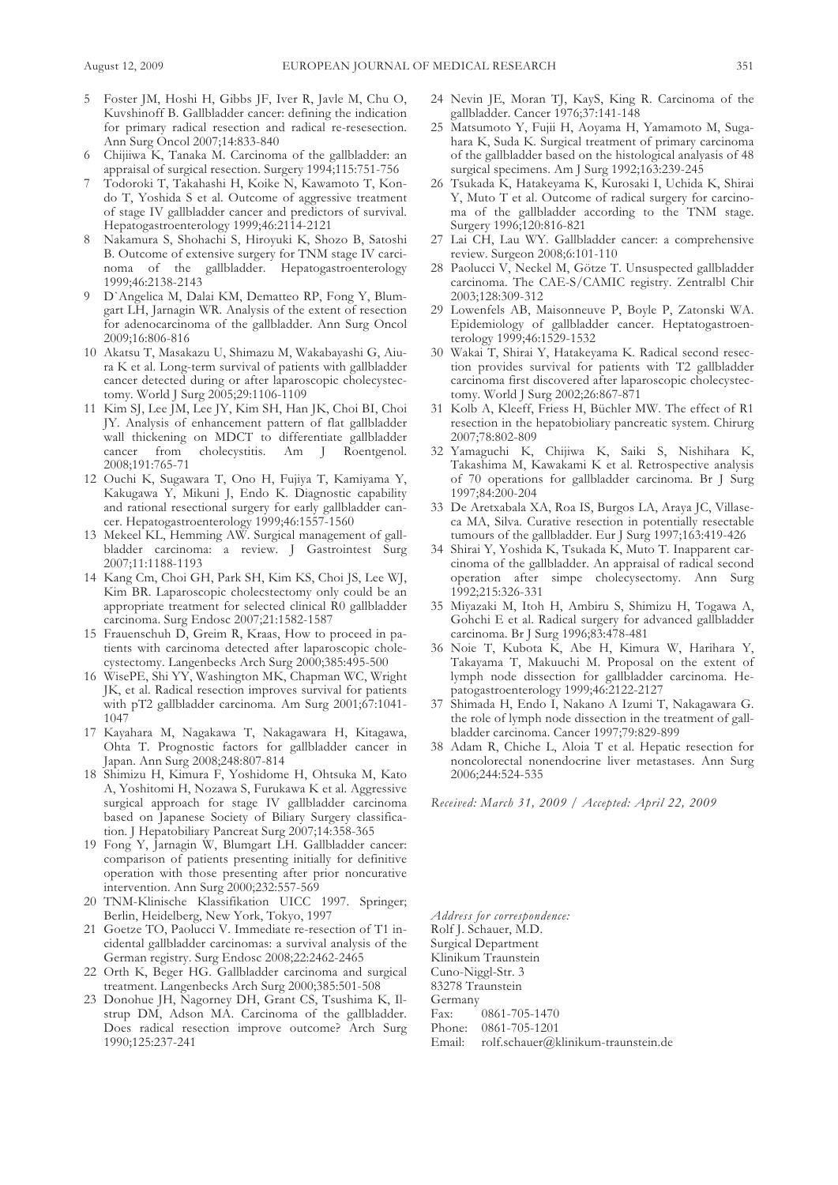5 Foster JM, Hoshi H, Gibbs JF, Iver R, Javle M, Chu O, Kuvshinoff B. Gallbladder cancer: defining the indication for primary radical resection and radical re-resesection. Ann Surg Oncol 2007;14:833-840

6 Chijiiwa K, Tanaka M. Carcinoma of the gallbladder: an appraisal of surgical resection. Surgery 1994;115:751-756

7 Todoroki T, Takahashi H, Koike N, Kawamoto T, Kondo T, Yoshida S et al. Outcome of aggressive treatment of stage IV gallbladder cancer and predictors of survival. Hepatogastroenterology 1999;46:2114-2121

8 Nakamura S, Shohachi S, Hiroyuki K, Shozo B, Satoshi B. Outcome of extensive surgery for TNM stage IV carcinoma of the gallbladder. Hepatogastroenterology 1999;46:2138-2143

9 D`Angelica M, Dalai KM, Dematteo RP, Fong Y, Blumgart LH, Jarnagin WR. Analysis of the extent of resection for adenocarcinoma of the gallbladder. Ann Surg Oncol 2009;16:806-816

10 Akatsu T, Masakazu U, Shimazu M, Wakabayashi G, Aiura K et al. Long-term survival of patients with gallbladder cancer detected during or after laparoscopic cholecystectomy. World J Surg 2005;29:1106-1109

11 Kim SJ, Lee JM, Lee JY, Kim SH, Han JK, Choi BI, Choi JY. Analysis of enhancement pattern of flat gallbladder wall thickening on MDCT to differentiate gallbladder cancer from cholecystitis. Am J Roentgenol. 2008;191:765-71

12 Ouchi K, Sugawara T, Ono H, Fujiya T, Kamiyama Y, Kakugawa Y, Mikuni J, Endo K. Diagnostic capability and rational resectional surgery for early gallbladder cancer. Hepatogastroenterology 1999;46:1557-1560

13 Mekeel KL, Hemming AW. Surgical management of gallbladder carcinoma: a review. J Gastrointest Surg 2007;11:1188-1193

14 Kang Cm, Choi GH, Park SH, Kim KS, Choi JS, Lee WJ, Kim BR. Laparoscopic cholecstectomy only could be an appropriate treatment for selected clinical R0 gallbladder carcinoma. Surg Endosc 2007;21:1582-1587

15 Frauenschuh D, Greim R, Kraas, How to proceed in patients with carcinoma detected after laparoscopic cholecystectomy. Langenbecks Arch Surg 2000;385:495-500

16 WisePE, Shi YY, Washington MK, Chapman WC, Wright JK, et al. Radical resection improves survival for patients with pT2 gallbladder carcinoma. Am Surg 2001;67:1041-1047

17 Kayahara M, Nagakawa T, Nakagawara H, Kitagawa, Ohta T. Prognostic factors for gallbladder cancer in Japan. Ann Surg 2008;248:807-814

18 Shimizu H, Kimura F, Yoshidome H, Ohtsuka M, Kato A, Yoshitomi H, Nozawa S, Furukawa K et al. Aggressive surgical approach for stage IV gallbladder carcinoma based on Japanese Society of Biliary Surgery classification. J Hepatobiliary Pancreat Surg 2007;14:358-365

19 Fong Y, Jarnagin W, Blumgart LH. Gallbladder cancer: comparison of patients presenting initially for definitive operation with those presenting after prior noncurative intervention. Ann Surg 2000;232:557-569

20 TNM-Klinische Klassifikation UICC 1997. Springer; Berlin, Heidelberg, New York, Tokyo, 1997

21 Goetze TO, Paolucci V. Immediate re-resection of T1 incidental gallbladder carcinomas: a survival analysis of the German registry. Surg Endosc 2008;22:2462-2465

22 Orth K, Beger HG. Gallbladder carcinoma and surgical treatment. Langenbecks Arch Surg 2000;385:501-508

23 Donohue JH, Nagorney DH, Grant CS, Tsushima K, Ilstrup DM, Adson MA. Carcinoma of the gallbladder. Does radical resection improve outcome? Arch Surg 1990;125:237-241

24 Nevin JE, Moran TJ, KayS, King R. Carcinoma of the gallbladder. Cancer 1976;37:141-148

25 Matsumoto Y, Fujii H, Aoyama H, Yamamoto M, Sugahara K, Suda K. Surgical treatment of primary carcinoma of the gallbladder based on the histological analyasis of 48 surgical specimens. Am J Surg 1992;163:239-245

26 Tsukada K, Hatakeyama K, Kurosaki I, Uchida K, Shirai Y, Muto T et al. Outcome of radical surgery for carcinoma of the gallbladder according to the TNM stage. Surgery 1996;120:816-821

27 Lai CH, Lau WY. Gallbladder cancer: a comprehensive review. Surgeon 2008;6:101-110

28 Paolucci V, Neckel M, Götze T. Unsuspected gallbladder carcinoma. The CAE-S/CAMIC registry. Zentralbl Chir 2003;128:309-312

29 Lowenfels AB, Maisonneuve P, Boyle P, Zatonski WA. Epidemiology of gallbladder cancer. Heptatogastroenterology 1999;46:1529-1532

30 Wakai T, Shirai Y, Hatakeyama K. Radical second resection provides survival for patients with T2 gallbladder carcinoma first discovered after laparoscopic cholecystectomy. World J Surg 2002;26:867-871

31 Kolb A, Kleeff, Friess H, Büchler MW. The effect of R1 resection in the hepatobioliary pancreatic system. Chirurg 2007;78:802-809

32 Yamaguchi K, Chijiwa K, Saiki S, Nishihara K, Takashima M, Kawakami K et al. Retrospective analysis of 70 operations for gallbladder carcinoma. Br J Surg 1997;84:200-204

33 De Aretxabala XA, Roa IS, Burgos LA, Araya JC, Villaseca MA, Silva. Curative resection in potentially resectable tumours of the gallbladder. Eur J Surg 1997;163:419-426

34 Shirai Y, Yoshida K, Tsukada K, Muto T. Inapparent carcinoma of the gallbladder. An appraisal of radical second operation after simpe cholecysectomy. Ann Surg 1992;215:326-331

35 Miyazaki M, Itoh H, Ambiru S, Shimizu H, Togawa A, Gohchi E et al. Radical surgery for advanced gallbladder carcinoma. Br J Surg 1996;83:478-481

36 Noie T, Kubota K, Abe H, Kimura W, Harihara Y, Takayama T, Makuuchi M. Proposal on the extent of lymph node dissection for gallbladder carcinoma. Hepatogastroenterology 1999;46:2122-2127

37 Shimada H, Endo I, Nakano A Izumi T, Nakagawara G. the role of lymph node dissection in the treatment of gallbladder carcinoma. Cancer 1997;79:829-899

38 Adam R, Chiche L, Aloia T et al. Hepatic resection for noncolorectal nonendocrine liver metastases. Ann Surg 2006;244:524-535

*Received: March 31, 2009 / Accepted: April 22, 2009*

*Address for correspondence:*
Rolf J. Schauer, M.D.
Surgical Department
Klinikum Traunstein
Cuno-Niggl-Str. 3
83278 Traunstein
Germany
Fax: 0861-705-1470
Phone: 0861-705-1201
Email: rolf.schauer@klinikum-traunstein.de